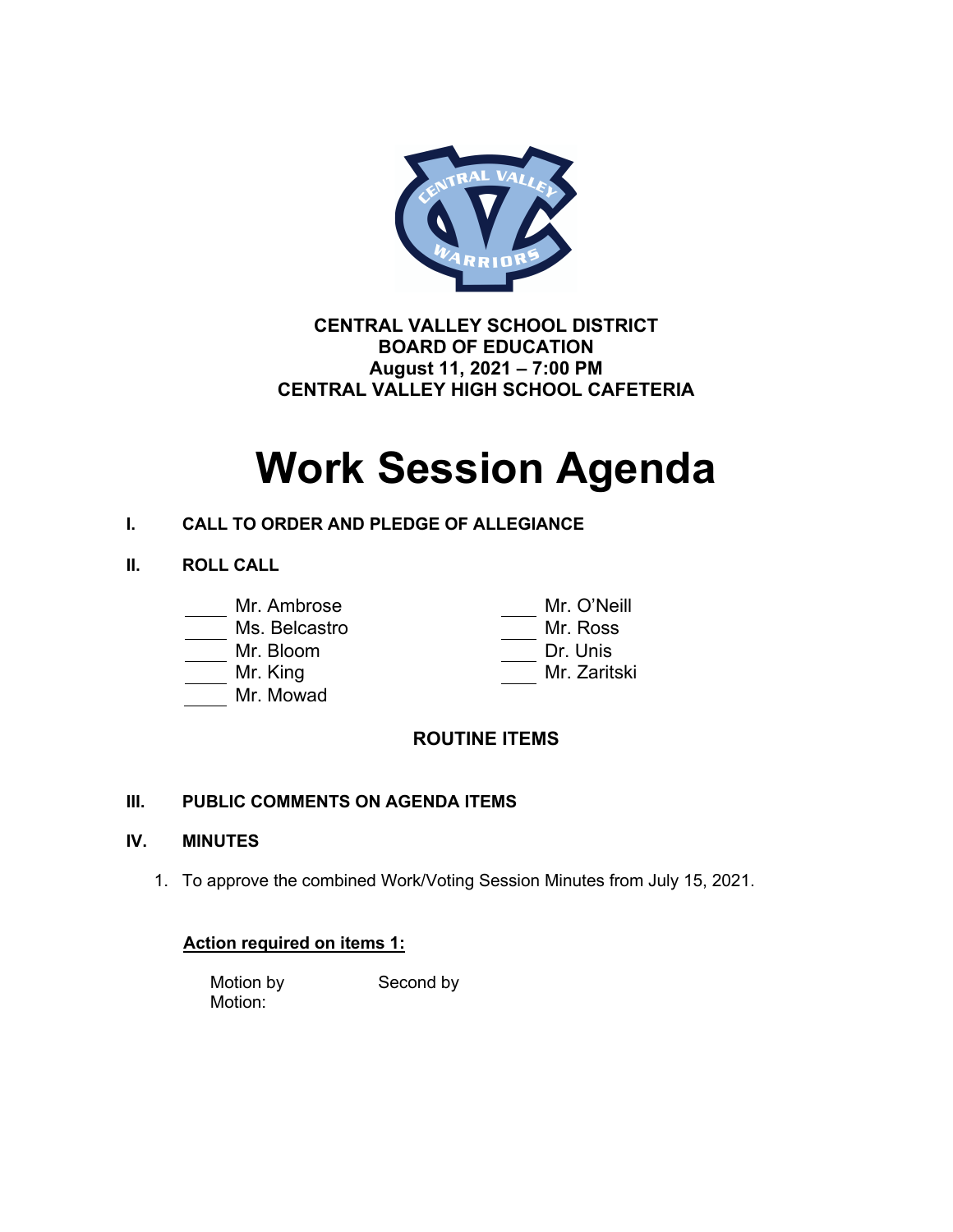**CENTRAL VALLEY SCHOOL DISTRICT**
**BOARD OF EDUCATION**
**August 11, 2021 – 7:00 PM**
**CENTRAL VALLEY HIGH SCHOOL CAFETERIA**

# Work Session Agenda

**I. CALL TO ORDER AND PLEDGE OF ALLEGIANCE**

**II. ROLL CALL**

____ Mr. Ambrose
____ Ms. Belcastro
____ Mr. Bloom
____ Mr. King
____ Mr. Mowad
____ Mr. O'Neill
____ Mr. Ross
____ Dr. Unis
____ Mr. Zaritski

**ROUTINE ITEMS**

**III. PUBLIC COMMENTS ON AGENDA ITEMS**

**IV. MINUTES**

1. To approve the combined Work/Voting Session Minutes from July 15, 2021.

**Action required on items 1:**

Motion by Second by
Motion: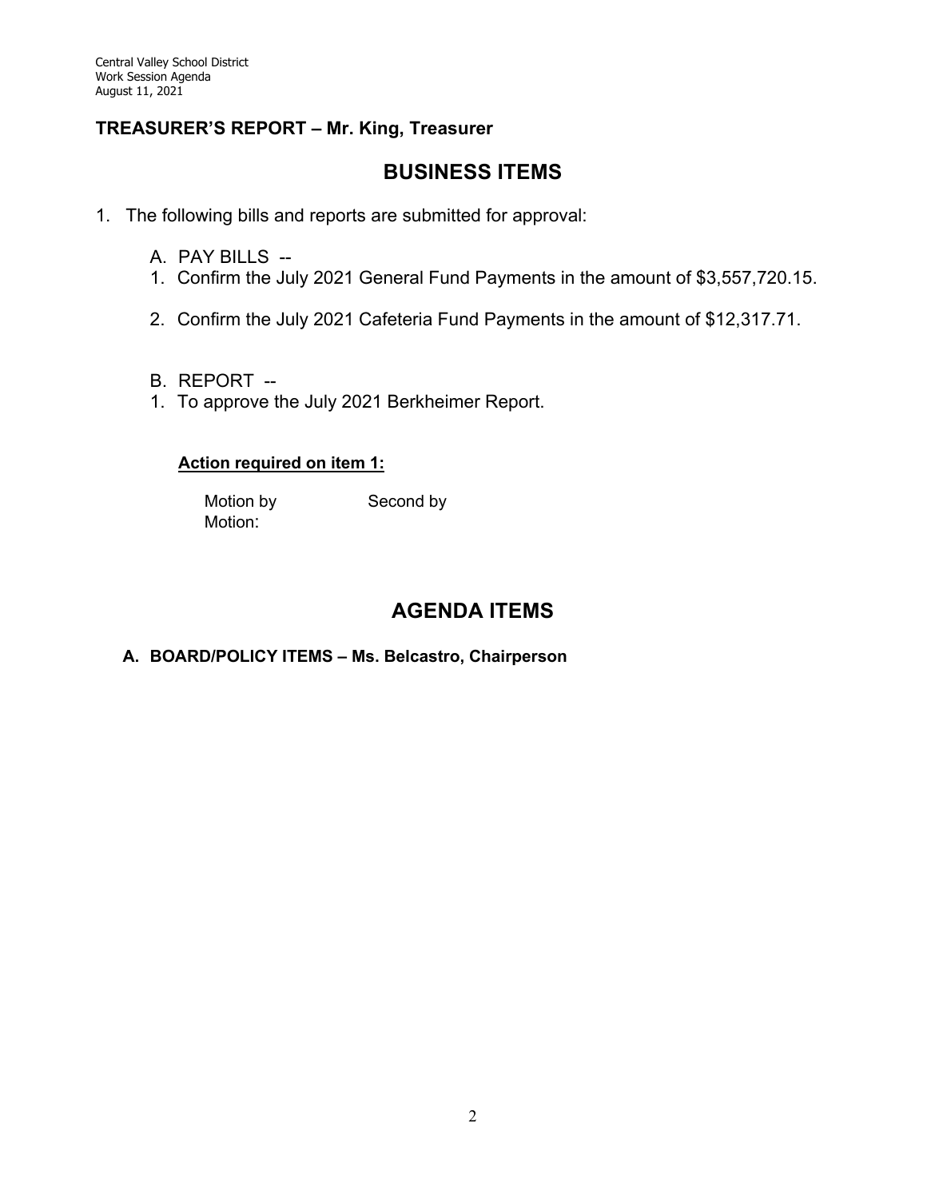**TREASURER'S REPORT – Mr. King, Treasurer**

## BUSINESS ITEMS

1. The following bills and reports are submitted for approval:

   A. PAY BILLS --
   1. Confirm the July 2021 General Fund Payments in the amount of $3,557,720.15.

   2. Confirm the July 2021 Cafeteria Fund Payments in the amount of $12,317.71.

   B. REPORT --
   1. To approve the July 2021 Berkheimer Report.

   **Action required on item 1:**

   Motion by Second by
   Motion:

## AGENDA ITEMS

**A. BOARD/POLICY ITEMS – Ms. Belcastro, Chairperson**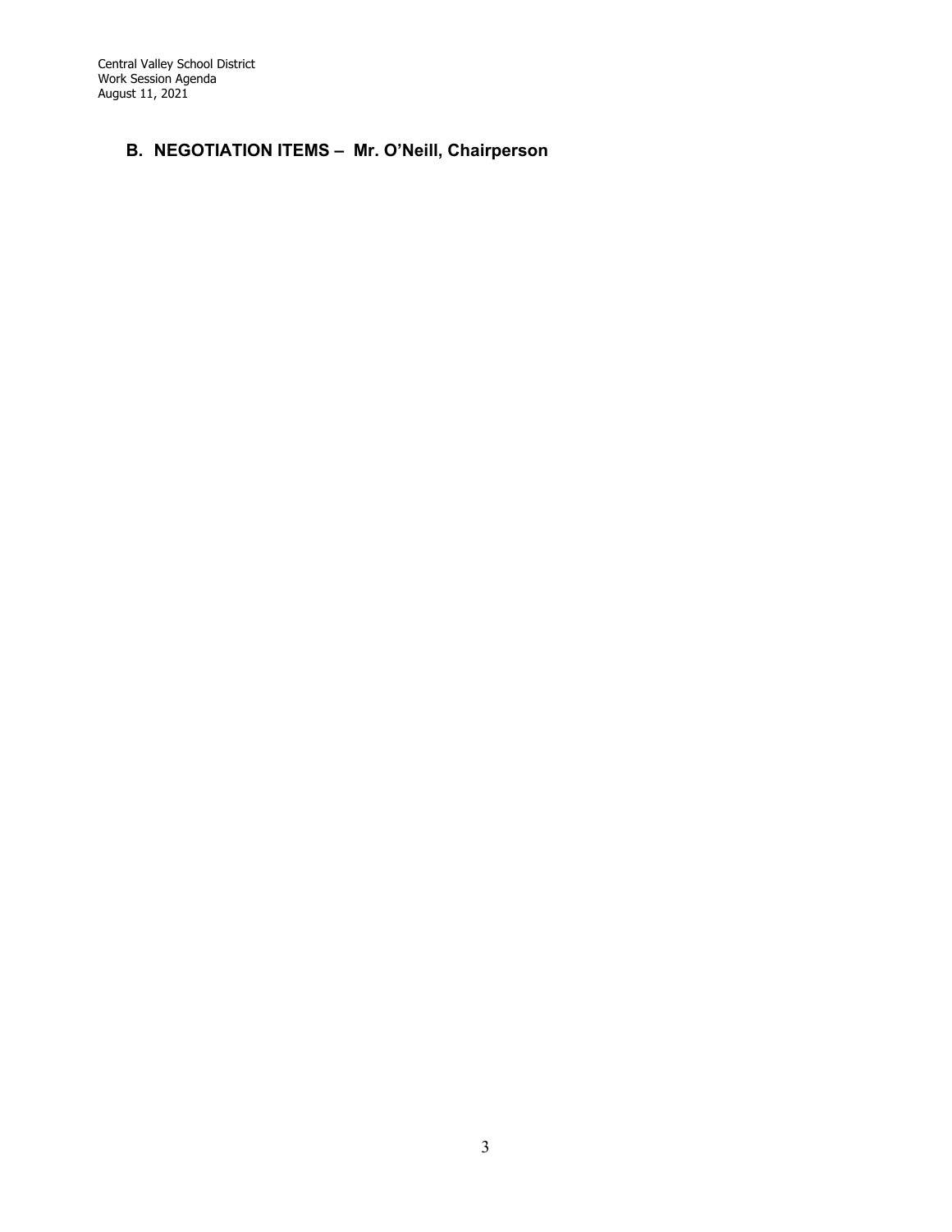## B. NEGOTIATION ITEMS – Mr. O'Neill, Chairperson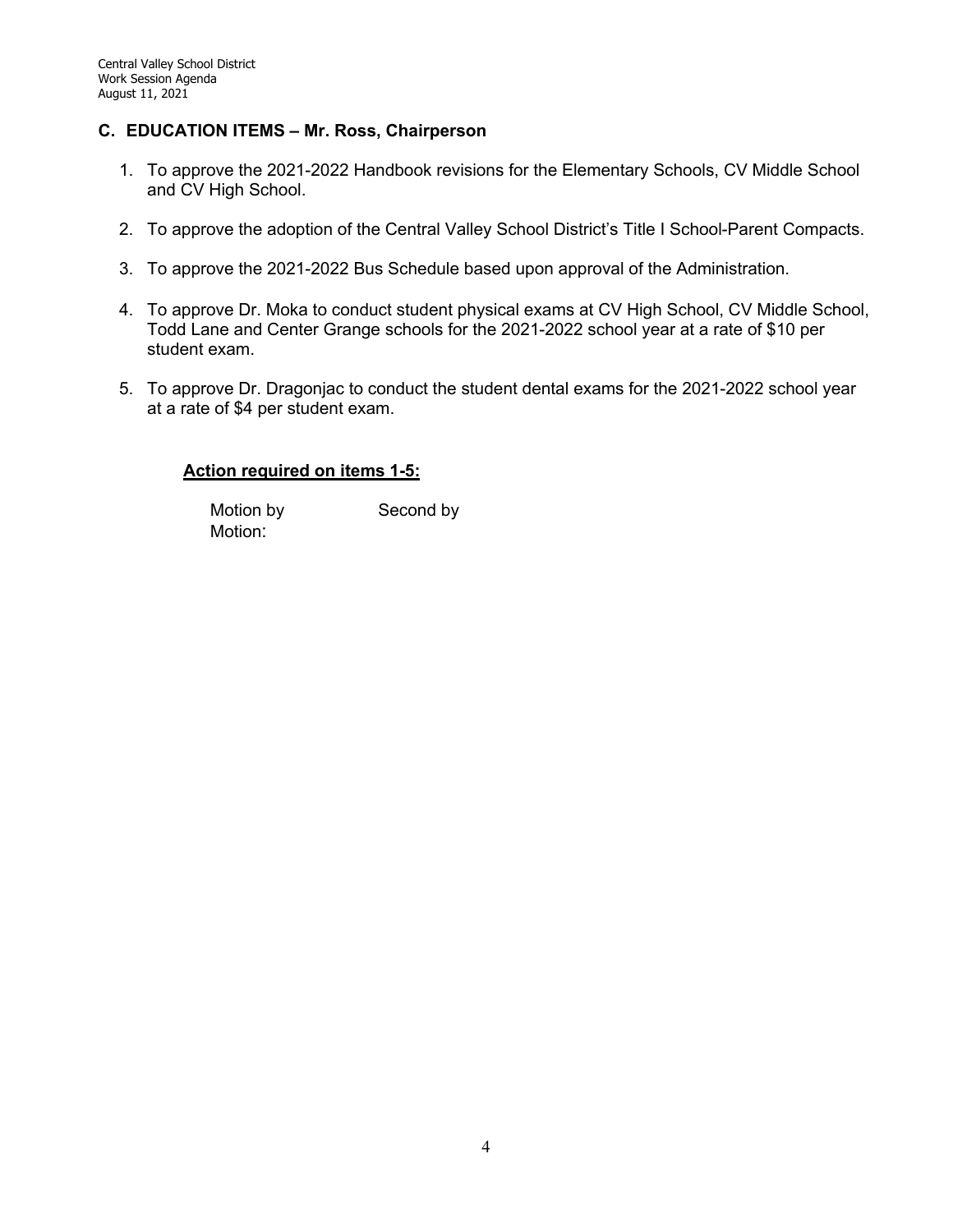## C. EDUCATION ITEMS – Mr. Ross, Chairperson

1. To approve the 2021-2022 Handbook revisions for the Elementary Schools, CV Middle School and CV High School.

2. To approve the adoption of the Central Valley School District's Title I School-Parent Compacts.

3. To approve the 2021-2022 Bus Schedule based upon approval of the Administration.

4. To approve Dr. Moka to conduct student physical exams at CV High School, CV Middle School, Todd Lane and Center Grange schools for the 2021-2022 school year at a rate of $10 per student exam.

5. To approve Dr. Dragonjac to conduct the student dental exams for the 2021-2022 school year at a rate of $4 per student exam.

**Action required on items 1-5:**

Motion by Second by
Motion: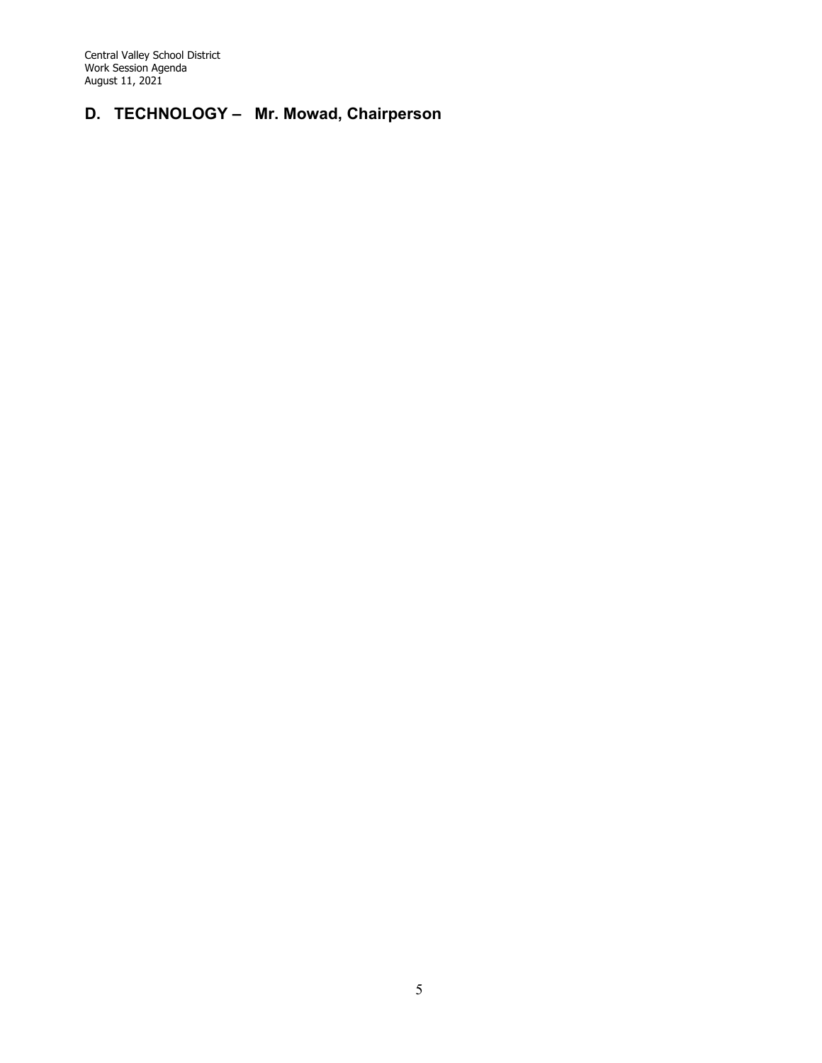## D. TECHNOLOGY – Mr. Mowad, Chairperson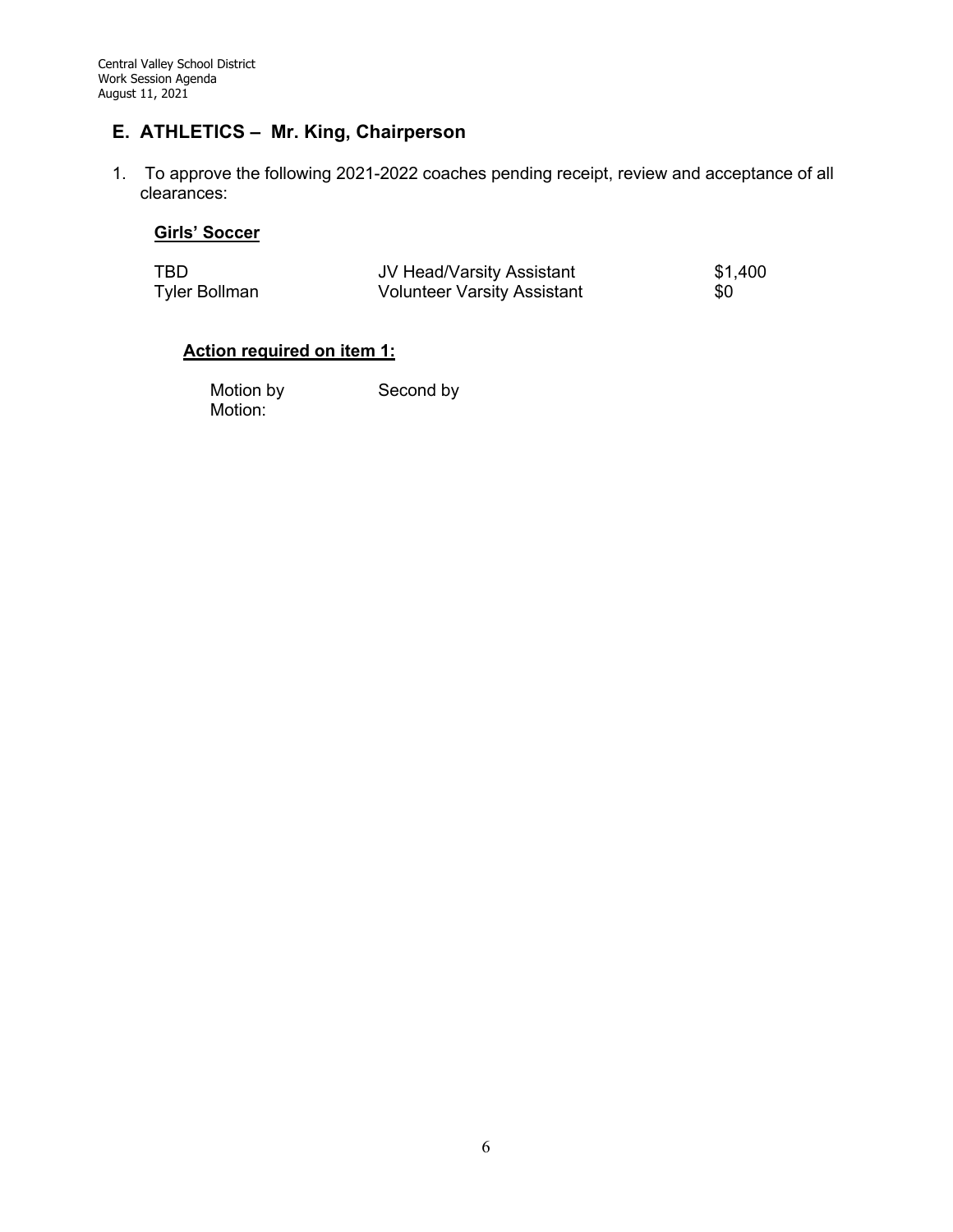## E. ATHLETICS – Mr. King, Chairperson

1. To approve the following 2021-2022 coaches pending receipt, review and acceptance of all clearances:

**Girls' Soccer**

| | | |
|---|---|---|
| TBD | JV Head/Varsity Assistant | $1,400 |
| Tyler Bollman | Volunteer Varsity Assistant | $0 |

**Action required on item 1:**

Motion by          Second by
Motion: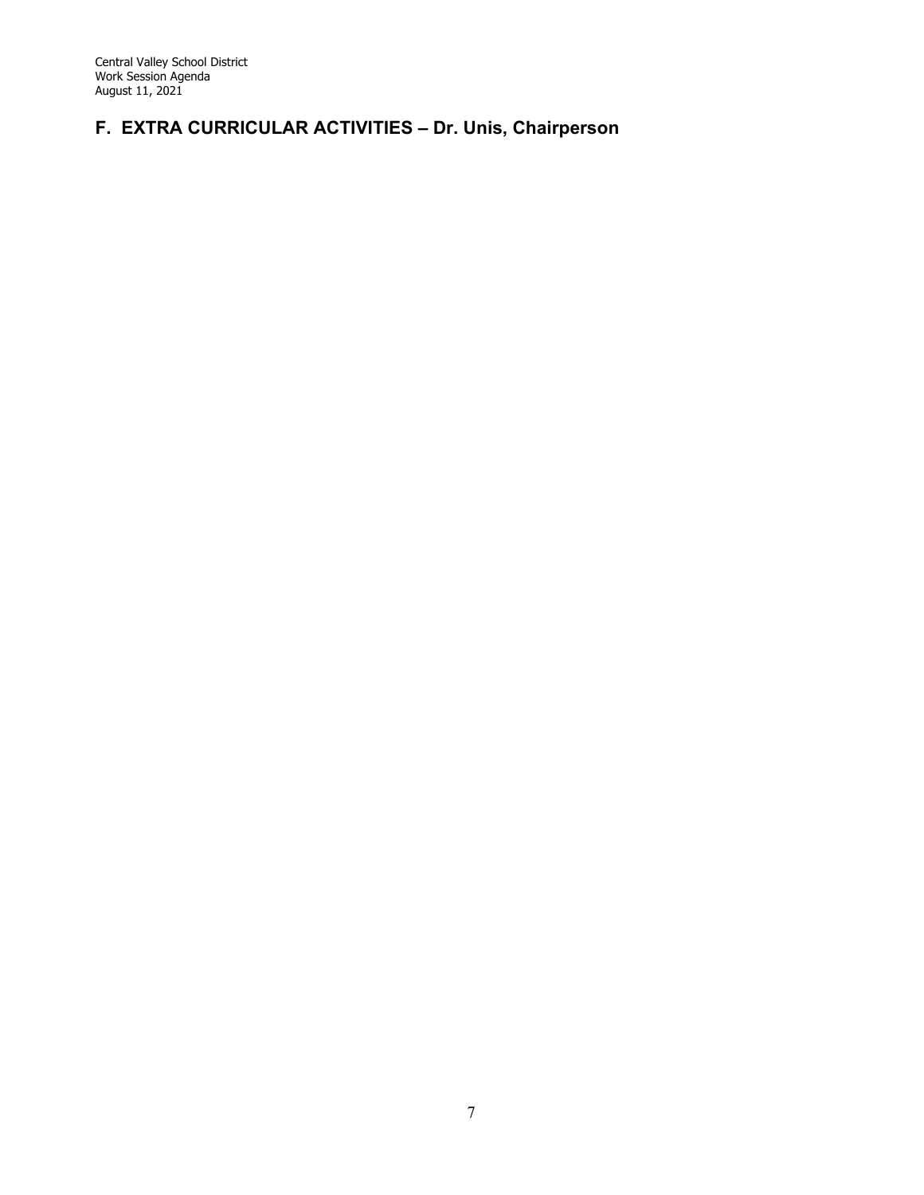## F. EXTRA CURRICULAR ACTIVITIES – Dr. Unis, Chairperson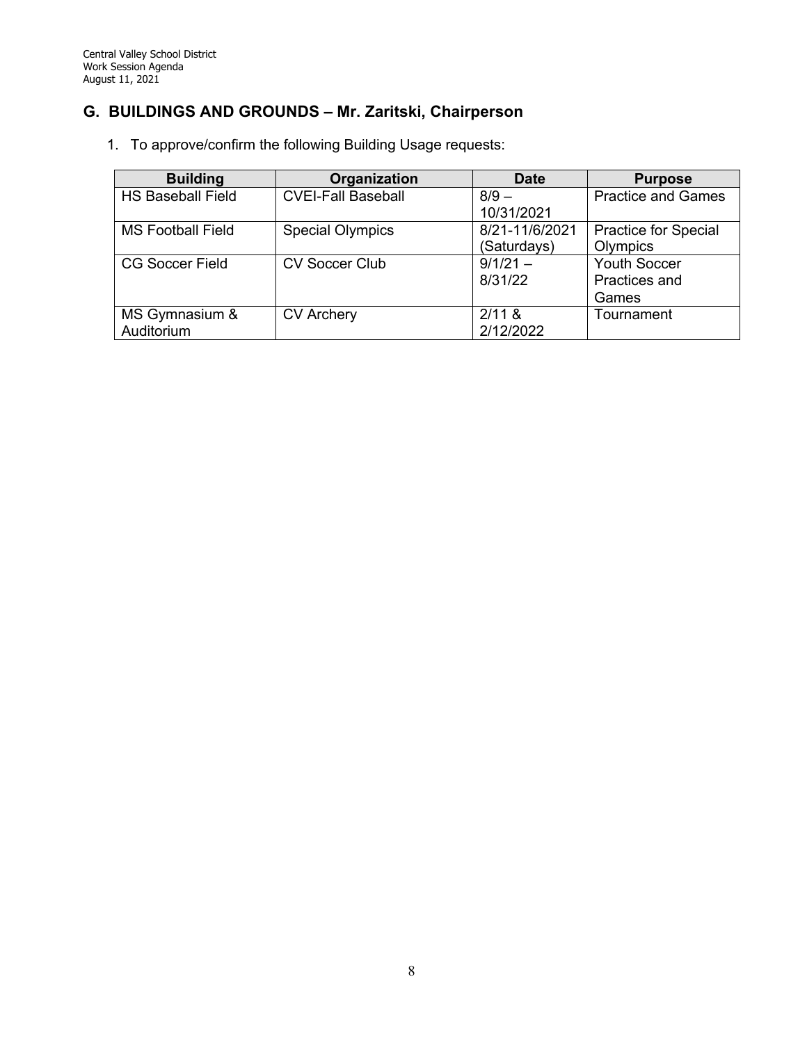## G. BUILDINGS AND GROUNDS – Mr. Zaritski, Chairperson

1. To approve/confirm the following Building Usage requests:

| Building | Organization | Date | Purpose |
|---|---|---|---|
| HS Baseball Field | CVEI-Fall Baseball | 8/9 – 10/31/2021 | Practice and Games |
| MS Football Field | Special Olympics | 8/21-11/6/2021 (Saturdays) | Practice for Special Olympics |
| CG Soccer Field | CV Soccer Club | 9/1/21 – 8/31/22 | Youth Soccer Practices and Games |
| MS Gymnasium & Auditorium | CV Archery | 2/11 & 2/12/2022 | Tournament |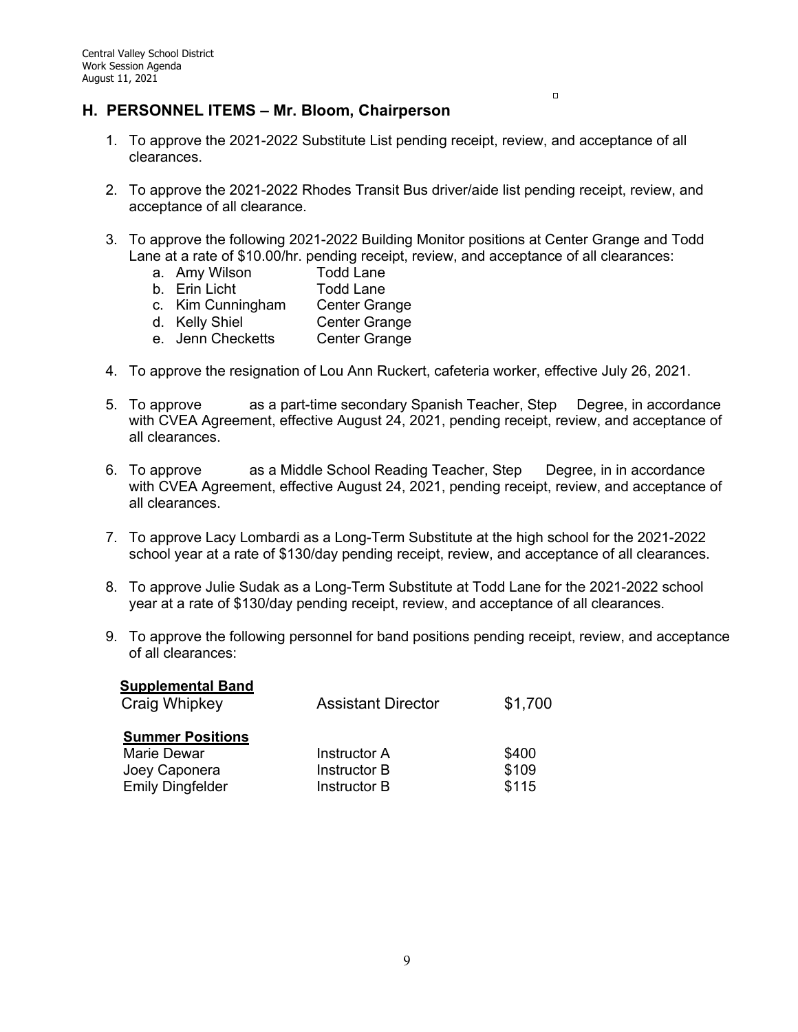## H. PERSONNEL ITEMS – Mr. Bloom, Chairperson

1. To approve the 2021-2022 Substitute List pending receipt, review, and acceptance of all clearances.

2. To approve the 2021-2022 Rhodes Transit Bus driver/aide list pending receipt, review, and acceptance of all clearance.

3. To approve the following 2021-2022 Building Monitor positions at Center Grange and Todd Lane at a rate of $10.00/hr. pending receipt, review, and acceptance of all clearances:
   a. Amy Wilson — Todd Lane
   b. Erin Licht — Todd Lane
   c. Kim Cunningham — Center Grange
   d. Kelly Shiel — Center Grange
   e. Jenn Checketts — Center Grange

4. To approve the resignation of Lou Ann Ruckert, cafeteria worker, effective July 26, 2021.

5. To approve as a part-time secondary Spanish Teacher, Step Degree, in accordance with CVEA Agreement, effective August 24, 2021, pending receipt, review, and acceptance of all clearances.

6. To approve as a Middle School Reading Teacher, Step Degree, in in accordance with CVEA Agreement, effective August 24, 2021, pending receipt, review, and acceptance of all clearances.

7. To approve Lacy Lombardi as a Long-Term Substitute at the high school for the 2021-2022 school year at a rate of $130/day pending receipt, review, and acceptance of all clearances.

8. To approve Julie Sudak as a Long-Term Substitute at Todd Lane for the 2021-2022 school year at a rate of $130/day pending receipt, review, and acceptance of all clearances.

9. To approve the following personnel for band positions pending receipt, review, and acceptance of all clearances:

| **Supplemental Band** | | |
|---|---|---|
| Craig Whipkey | Assistant Director | $1,700 |
| **Summer Positions** | | |
| Marie Dewar | Instructor A | $400 |
| Joey Caponera | Instructor B | $109 |
| Emily Dingfelder | Instructor B | $115 |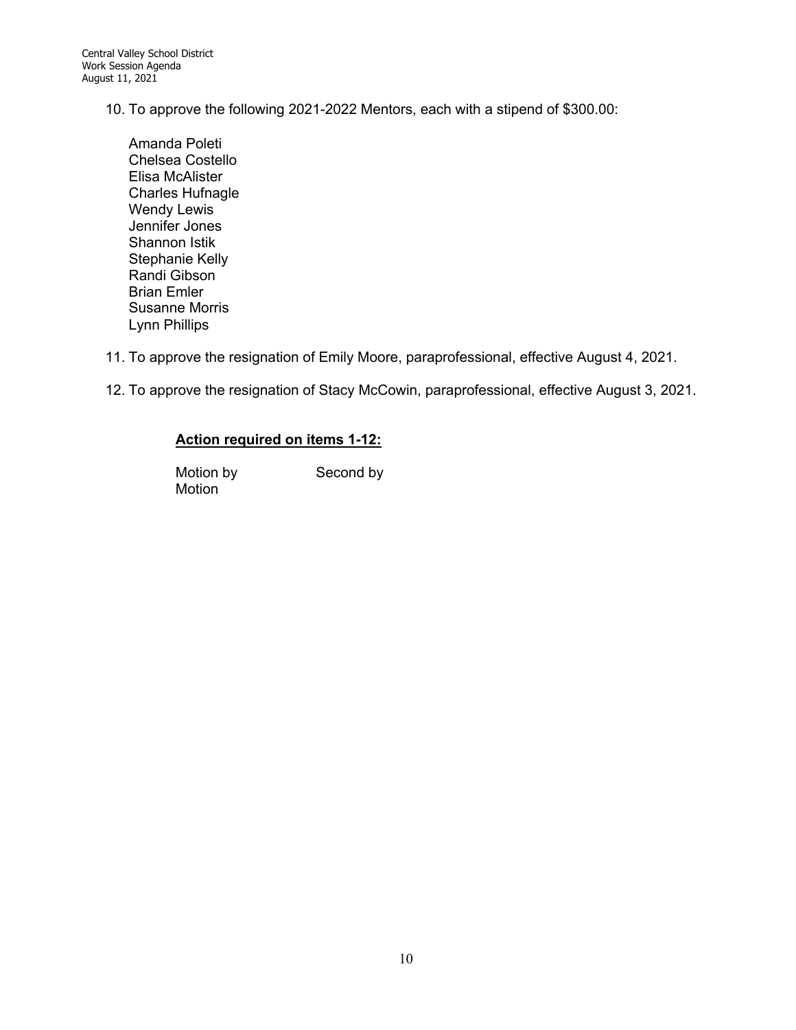10. To approve the following 2021-2022 Mentors, each with a stipend of $300.00:

    Amanda Poleti
    Chelsea Costello
    Elisa McAlister
    Charles Hufnagle
    Wendy Lewis
    Jennifer Jones
    Shannon Istik
    Stephanie Kelly
    Randi Gibson
    Brian Emler
    Susanne Morris
    Lynn Phillips

11. To approve the resignation of Emily Moore, paraprofessional, effective August 4, 2021.

12. To approve the resignation of Stacy McCowin, paraprofessional, effective August 3, 2021.

**<u>Action required on items 1-12:</u>**

Motion by Second by
Motion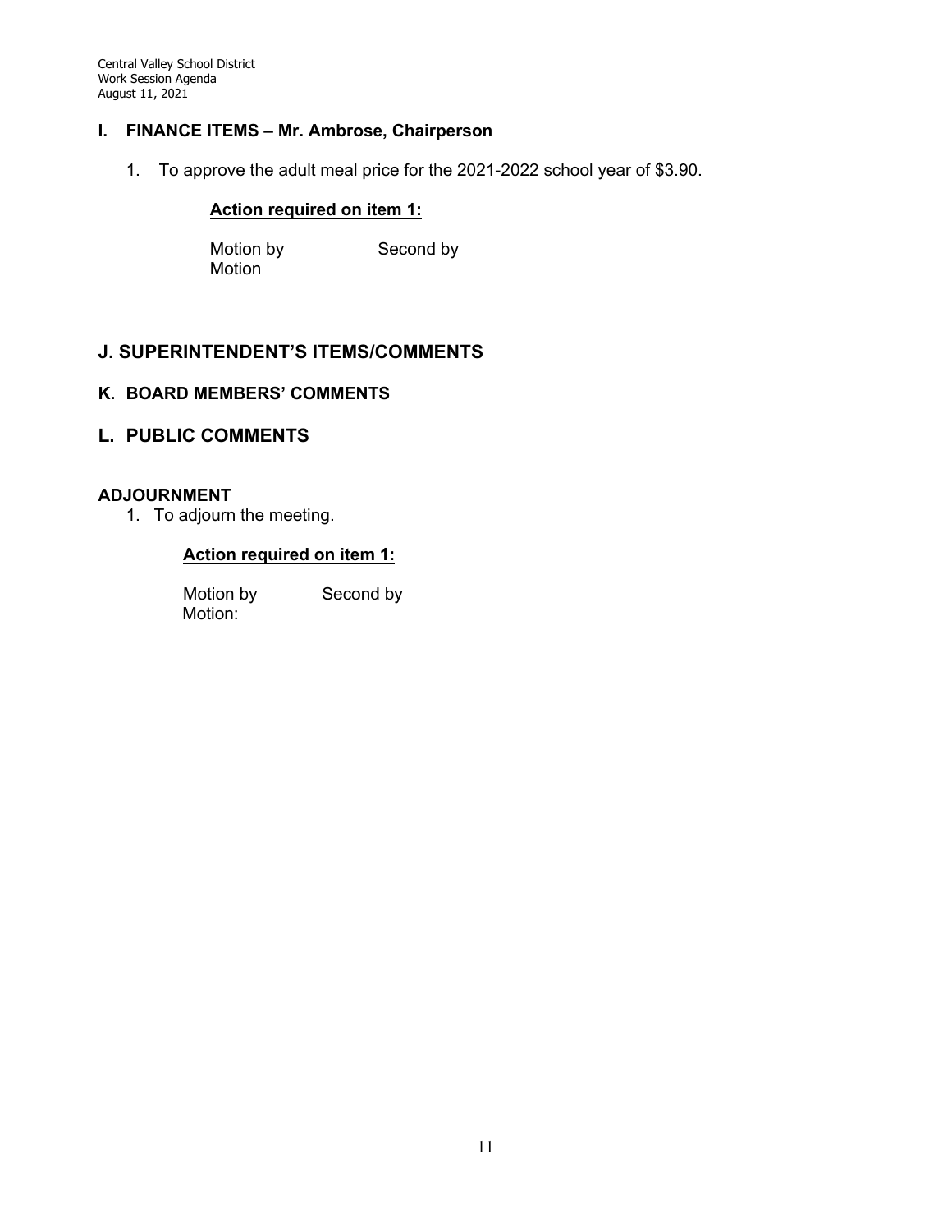## I. FINANCE ITEMS – Mr. Ambrose, Chairperson

1. To approve the adult meal price for the 2021-2022 school year of $3.90.

**Action required on item 1:**

Motion by Second by
Motion

## J. SUPERINTENDENT'S ITEMS/COMMENTS

## K. BOARD MEMBERS' COMMENTS

## L. PUBLIC COMMENTS

## ADJOURNMENT

1. To adjourn the meeting.

**Action required on item 1:**

Motion by Second by
Motion: